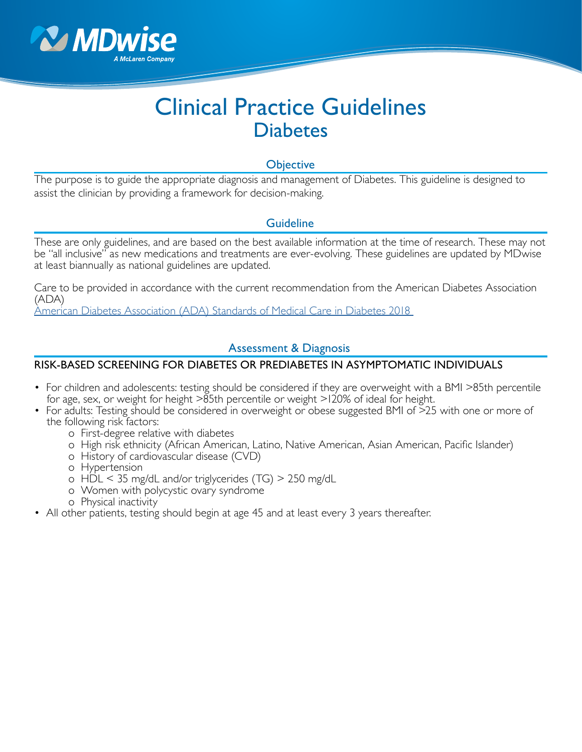# Clinical Practice Guidelines
## Diabetes

### Objective

The purpose is to guide the appropriate diagnosis and management of Diabetes. This guideline is designed to assist the clinician by providing a framework for decision-making.

### Guideline

These are only guidelines, and are based on the best available information at the time of research. These may not be "all inclusive" as new medications and treatments are ever-evolving. These guidelines are updated by MDwise at least biannually as national guidelines are updated.

Care to be provided in accordance with the current recommendation from the American Diabetes Association (ADA)
American Diabetes Association (ADA) Standards of Medical Care in Diabetes 2018

### Assessment & Diagnosis

#### RISK-BASED SCREENING FOR DIABETES OR PREDIABETES IN ASYMPTOMATIC INDIVIDUALS

- For children and adolescents: testing should be considered if they are overweight with a BMI >85th percentile for age, sex, or weight for height >85th percentile or weight >120% of ideal for height.
- For adults: Testing should be considered in overweight or obese suggested BMI of >25 with one or more of the following risk factors:
  - First-degree relative with diabetes
  - High risk ethnicity (African American, Latino, Native American, Asian American, Pacific Islander)
  - History of cardiovascular disease (CVD)
  - Hypertension
  - HDL < 35 mg/dL and/or triglycerides (TG) > 250 mg/dL
  - Women with polycystic ovary syndrome
  - Physical inactivity
- All other patients, testing should begin at age 45 and at least every 3 years thereafter.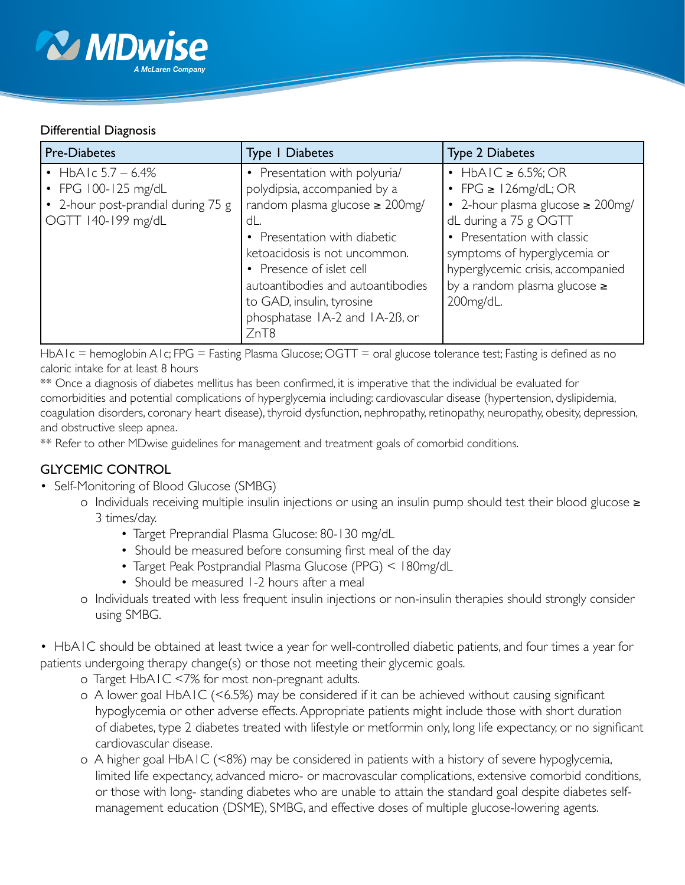Differential Diagnosis

| Pre-Diabetes | Type 1 Diabetes | Type 2 Diabetes |
|---|---|---|
| • HbA1c 5.7 – 6.4%<br>• FPG 100-125 mg/dL<br>• 2-hour post-prandial during 75 g OGTT 140-199 mg/dL | • Presentation with polyuria/ polydipsia, accompanied by a random plasma glucose ≥ 200mg/dL.<br>• Presentation with diabetic ketoacidosis is not uncommon.<br>• Presence of islet cell autoantibodies and autoantibodies to GAD, insulin, tyrosine phosphatase 1A-2 and 1A-2ß, or ZnT8 | • HbA1C ≥ 6.5%; OR<br>• FPG ≥ 126mg/dL; OR<br>• 2-hour plasma glucose ≥ 200mg/dL during a 75 g OGTT<br>• Presentation with classic symptoms of hyperglycemia or hyperglycemic crisis, accompanied by a random plasma glucose ≥ 200mg/dL. |

HbA1c = hemoglobin A1c; FPG = Fasting Plasma Glucose; OGTT = oral glucose tolerance test; Fasting is defined as no caloric intake for at least 8 hours

** Once a diagnosis of diabetes mellitus has been confirmed, it is imperative that the individual be evaluated for comorbidities and potential complications of hyperglycemia including: cardiovascular disease (hypertension, dyslipidemia, coagulation disorders, coronary heart disease), thyroid dysfunction, nephropathy, retinopathy, neuropathy, obesity, depression, and obstructive sleep apnea.

** Refer to other MDwise guidelines for management and treatment goals of comorbid conditions.

## GLYCEMIC CONTROL

- Self-Monitoring of Blood Glucose (SMBG)
  - Individuals receiving multiple insulin injections or using an insulin pump should test their blood glucose ≥ 3 times/day.
    - Target Preprandial Plasma Glucose: 80-130 mg/dL
    - Should be measured before consuming first meal of the day
    - Target Peak Postprandial Plasma Glucose (PPG) < 180mg/dL
    - Should be measured 1-2 hours after a meal
  - Individuals treated with less frequent insulin injections or non-insulin therapies should strongly consider using SMBG.

- HbA1C should be obtained at least twice a year for well-controlled diabetic patients, and four times a year for patients undergoing therapy change(s) or those not meeting their glycemic goals.
  - Target HbA1C <7% for most non-pregnant adults.
  - A lower goal HbA1C (<6.5%) may be considered if it can be achieved without causing significant hypoglycemia or other adverse effects. Appropriate patients might include those with short duration of diabetes, type 2 diabetes treated with lifestyle or metformin only, long life expectancy, or no significant cardiovascular disease.
  - A higher goal HbA1C (<8%) may be considered in patients with a history of severe hypoglycemia, limited life expectancy, advanced micro- or macrovascular complications, extensive comorbid conditions, or those with long- standing diabetes who are unable to attain the standard goal despite diabetes self-management education (DSME), SMBG, and effective doses of multiple glucose-lowering agents.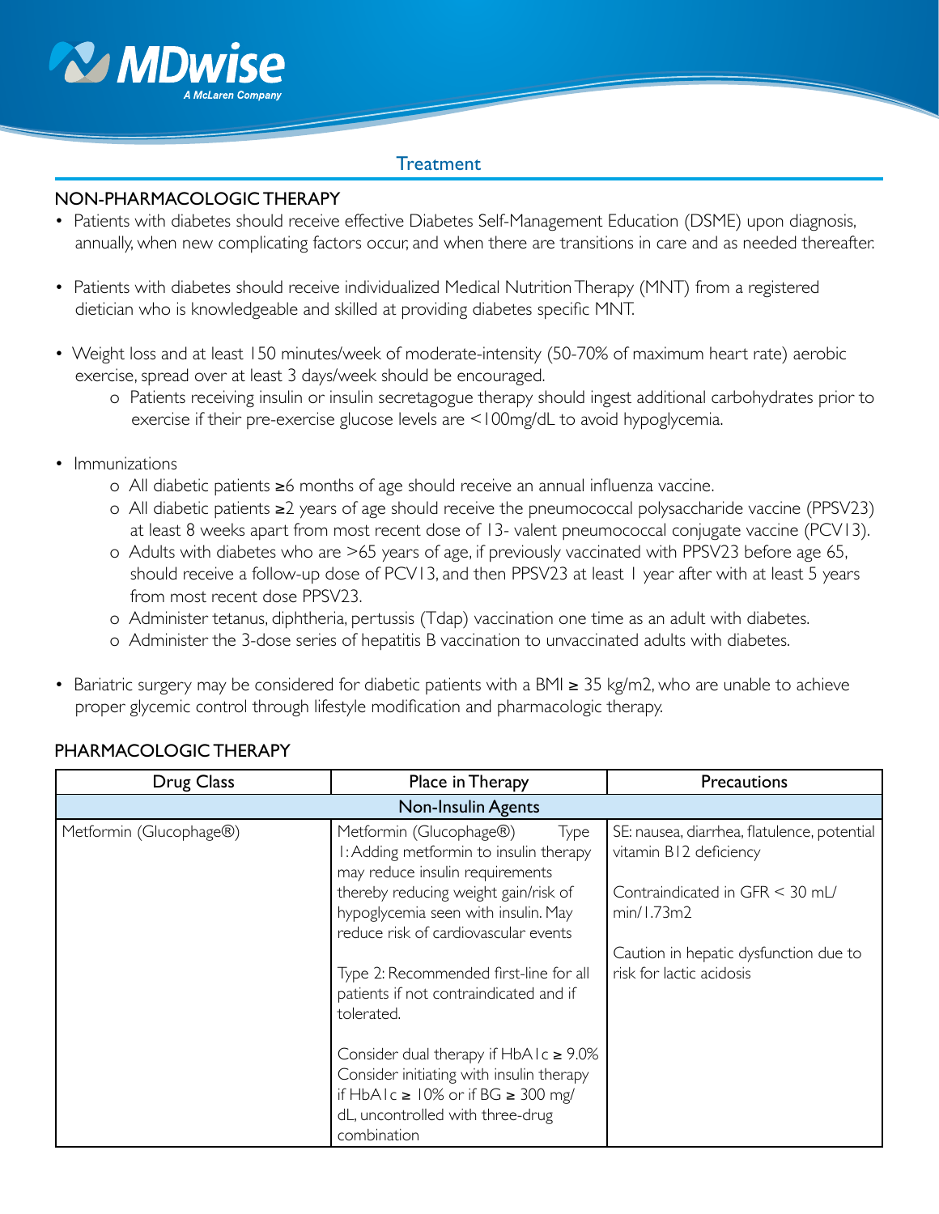## Treatment

### NON-PHARMACOLOGIC THERAPY

- Patients with diabetes should receive effective Diabetes Self-Management Education (DSME) upon diagnosis, annually, when new complicating factors occur, and when there are transitions in care and as needed thereafter.

- Patients with diabetes should receive individualized Medical Nutrition Therapy (MNT) from a registered dietician who is knowledgeable and skilled at providing diabetes specific MNT.

- Weight loss and at least 150 minutes/week of moderate-intensity (50-70% of maximum heart rate) aerobic exercise, spread over at least 3 days/week should be encouraged.
  - Patients receiving insulin or insulin secretagogue therapy should ingest additional carbohydrates prior to exercise if their pre-exercise glucose levels are <100mg/dL to avoid hypoglycemia.

- Immunizations
  - All diabetic patients ≥6 months of age should receive an annual influenza vaccine.
  - All diabetic patients ≥2 years of age should receive the pneumococcal polysaccharide vaccine (PPSV23) at least 8 weeks apart from most recent dose of 13- valent pneumococcal conjugate vaccine (PCV13).
  - Adults with diabetes who are >65 years of age, if previously vaccinated with PPSV23 before age 65, should receive a follow-up dose of PCV13, and then PPSV23 at least 1 year after with at least 5 years from most recent dose PPSV23.
  - Administer tetanus, diphtheria, pertussis (Tdap) vaccination one time as an adult with diabetes.
  - Administer the 3-dose series of hepatitis B vaccination to unvaccinated adults with diabetes.

- Bariatric surgery may be considered for diabetic patients with a BMI ≥ 35 kg/m2, who are unable to achieve proper glycemic control through lifestyle modification and pharmacologic therapy.

### PHARMACOLOGIC THERAPY

| Drug Class | Place in Therapy | Precautions |
|---|---|---|
| **Non-Insulin Agents** | | |
| Metformin (Glucophage®) | Metformin (Glucophage®) Type 1: Adding metformin to insulin therapy may reduce insulin requirements thereby reducing weight gain/risk of hypoglycemia seen with insulin. May reduce risk of cardiovascular events<br><br>Type 2: Recommended first-line for all patients if not contraindicated and if tolerated.<br><br>Consider dual therapy if HbA1c ≥ 9.0% Consider initiating with insulin therapy if HbA1c ≥ 10% or if BG ≥ 300 mg/dL, uncontrolled with three-drug combination | SE: nausea, diarrhea, flatulence, potential vitamin B12 deficiency<br><br>Contraindicated in GFR < 30 mL/min/1.73m2<br><br>Caution in hepatic dysfunction due to risk for lactic acidosis |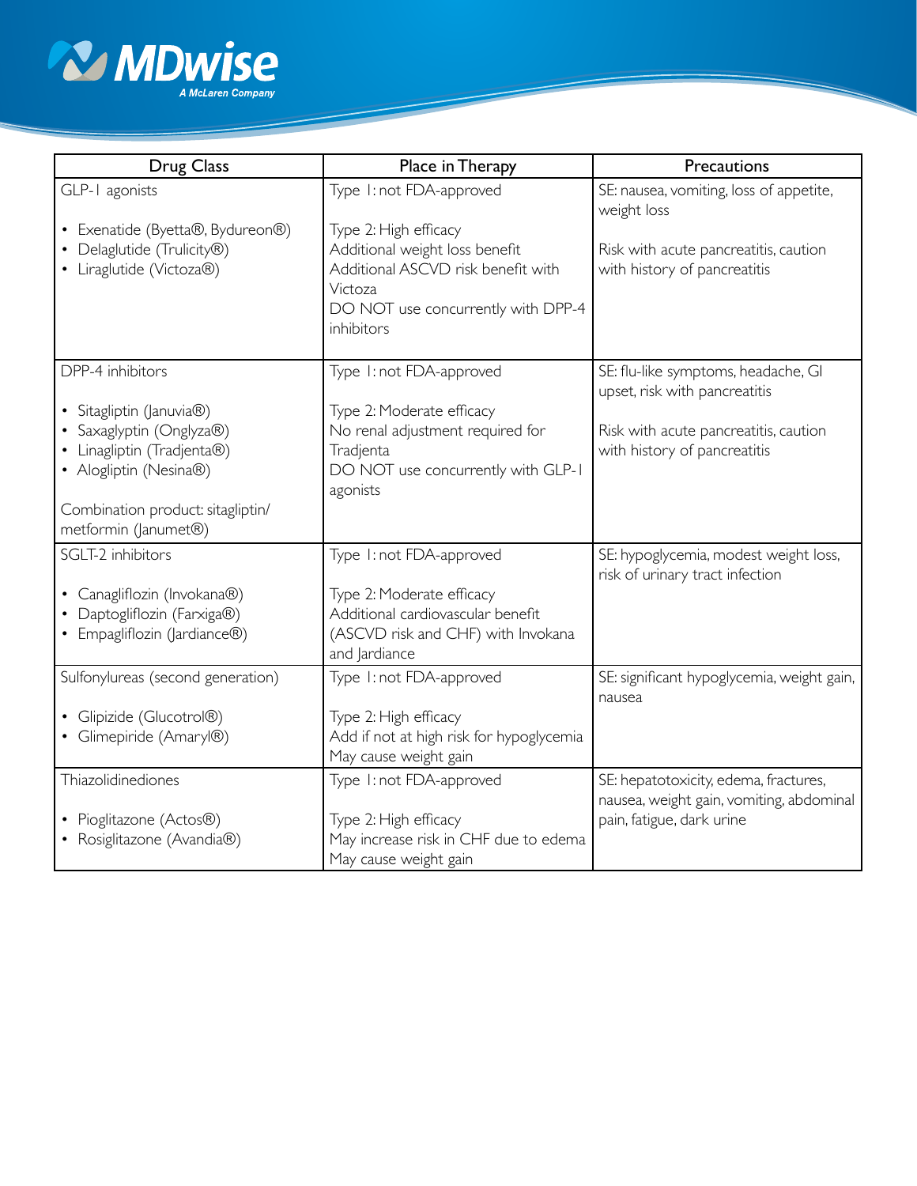| Drug Class | Place in Therapy | Precautions |
|---|---|---|
| GLP-1 agonists<br><br>• Exenatide (Byetta®, Bydureon®)<br>• Delaglutide (Trulicity®)<br>• Liraglutide (Victoza®) | Type 1: not FDA-approved<br><br>Type 2: High efficacy<br>Additional weight loss benefit<br>Additional ASCVD risk benefit with Victoza<br>DO NOT use concurrently with DPP-4 inhibitors | SE: nausea, vomiting, loss of appetite, weight loss<br><br>Risk with acute pancreatitis, caution with history of pancreatitis |
| DPP-4 inhibitors<br><br>• Sitagliptin (Januvia®)<br>• Saxaglyptin (Onglyza®)<br>• Linagliptin (Tradjenta®)<br>• Alogliptin (Nesina®)<br><br>Combination product: sitagliptin/ metformin (Janumet®) | Type 1: not FDA-approved<br><br>Type 2: Moderate efficacy<br>No renal adjustment required for Tradjenta<br>DO NOT use concurrently with GLP-1 agonists | SE: flu-like symptoms, headache, GI upset, risk with pancreatitis<br><br>Risk with acute pancreatitis, caution with history of pancreatitis |
| SGLT-2 inhibitors<br><br>• Canagliflozin (Invokana®)<br>• Daptogliflozin (Farxiga®)<br>• Empagliflozin (Jardiance®) | Type 1: not FDA-approved<br><br>Type 2: Moderate efficacy<br>Additional cardiovascular benefit (ASCVD risk and CHF) with Invokana and Jardiance | SE: hypoglycemia, modest weight loss, risk of urinary tract infection |
| Sulfonylureas (second generation)<br><br>• Glipizide (Glucotrol®)<br>• Glimepiride (Amaryl®) | Type 1: not FDA-approved<br><br>Type 2: High efficacy<br>Add if not at high risk for hypoglycemia<br>May cause weight gain | SE: significant hypoglycemia, weight gain, nausea |
| Thiazolidinediones<br><br>• Pioglitazone (Actos®)<br>• Rosiglitazone (Avandia®) | Type 1: not FDA-approved<br><br>Type 2: High efficacy<br>May increase risk in CHF due to edema<br>May cause weight gain | SE: hepatotoxicity, edema, fractures, nausea, weight gain, vomiting, abdominal pain, fatigue, dark urine |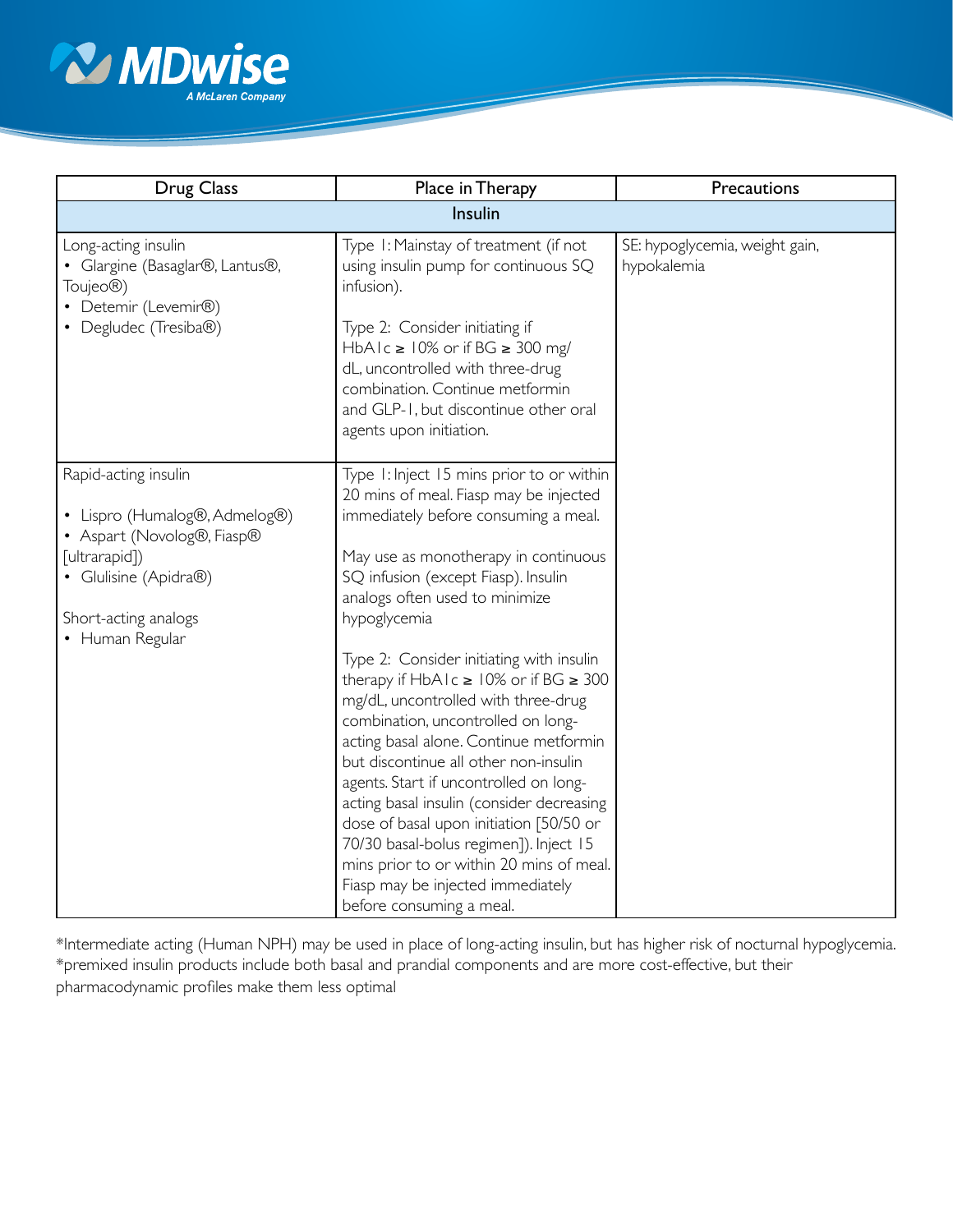| Drug Class | Place in Therapy | Precautions |
|---|---|---|
| **Insulin** | | |
| Long-acting insulin<br>• Glargine (Basaglar®, Lantus®, Toujeo®)<br>• Detemir (Levemir®)<br>• Degludec (Tresiba®) | Type 1: Mainstay of treatment (if not using insulin pump for continuous SQ infusion).<br><br>Type 2: Consider initiating if HbA1c ≥ 10% or if BG ≥ 300 mg/dL, uncontrolled with three-drug combination. Continue metformin and GLP-1, but discontinue other oral agents upon initiation. | SE: hypoglycemia, weight gain, hypokalemia |
| Rapid-acting insulin<br><br>• Lispro (Humalog®, Admelog®)<br>• Aspart (Novolog®, Fiasp® [ultrarapid])<br>• Glulisine (Apidra®)<br><br>Short-acting analogs<br>• Human Regular | Type 1: Inject 15 mins prior to or within 20 mins of meal. Fiasp may be injected immediately before consuming a meal.<br><br>May use as monotherapy in continuous SQ infusion (except Fiasp). Insulin analogs often used to minimize hypoglycemia<br><br>Type 2: Consider initiating with insulin therapy if HbA1c ≥ 10% or if BG ≥ 300 mg/dL, uncontrolled with three-drug combination, uncontrolled on long-acting basal alone. Continue metformin but discontinue all other non-insulin agents. Start if uncontrolled on long-acting basal insulin (consider decreasing dose of basal upon initiation [50/50 or 70/30 basal-bolus regimen]). Inject 15 mins prior to or within 20 mins of meal. Fiasp may be injected immediately before consuming a meal. | |

*Intermediate acting (Human NPH) may be used in place of long-acting insulin, but has higher risk of nocturnal hypoglycemia.
*premixed insulin products include both basal and prandial components and are more cost-effective, but their pharmacodynamic profiles make them less optimal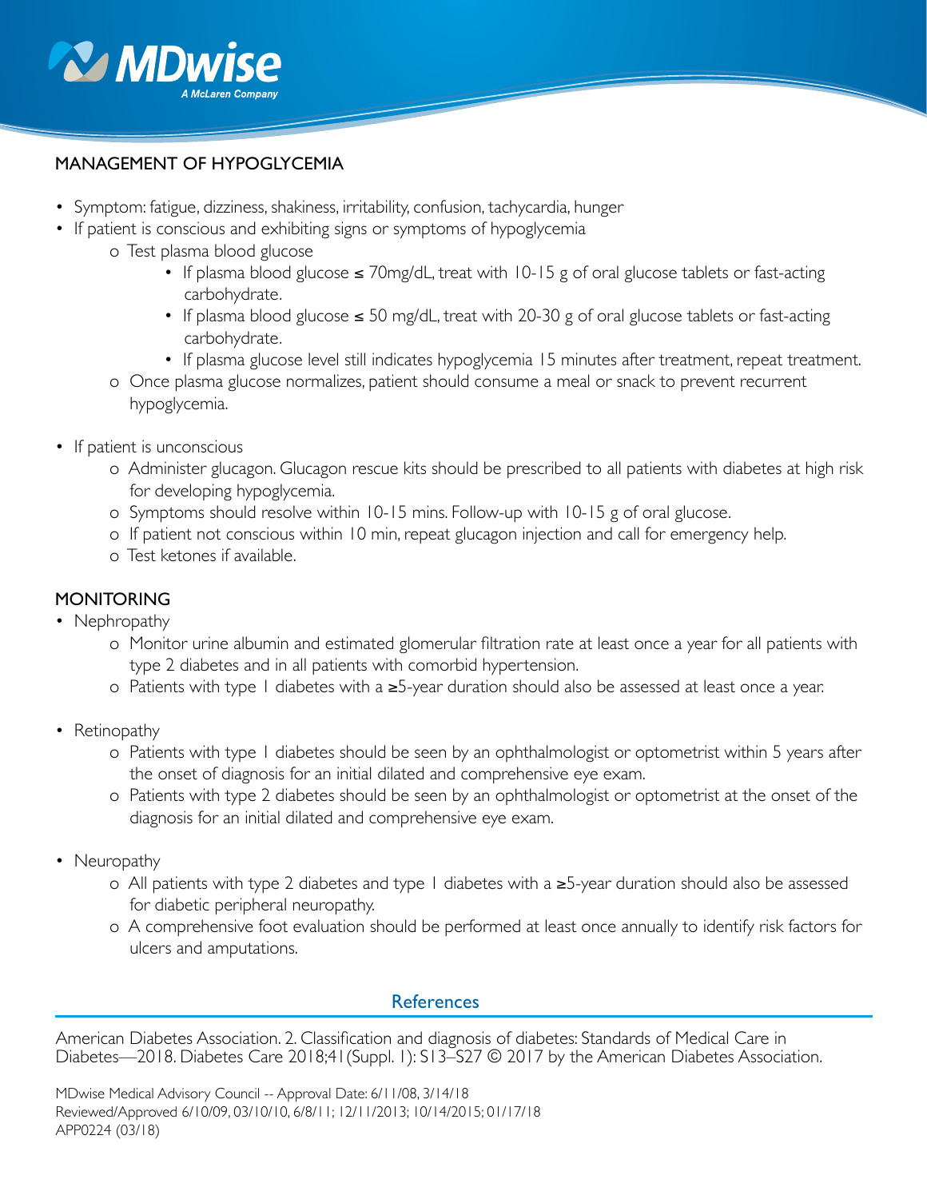## MANAGEMENT OF HYPOGLYCEMIA

- Symptom: fatigue, dizziness, shakiness, irritability, confusion, tachycardia, hunger
- If patient is conscious and exhibiting signs or symptoms of hypoglycemia
    - Test plasma blood glucose
        - If plasma blood glucose ≤ 70mg/dL, treat with 10-15 g of oral glucose tablets or fast-acting carbohydrate.
        - If plasma blood glucose ≤ 50 mg/dL, treat with 20-30 g of oral glucose tablets or fast-acting carbohydrate.
        - If plasma glucose level still indicates hypoglycemia 15 minutes after treatment, repeat treatment.
    - Once plasma glucose normalizes, patient should consume a meal or snack to prevent recurrent hypoglycemia.
- If patient is unconscious
    - Administer glucagon. Glucagon rescue kits should be prescribed to all patients with diabetes at high risk for developing hypoglycemia.
    - Symptoms should resolve within 10-15 mins. Follow-up with 10-15 g of oral glucose.
    - If patient not conscious within 10 min, repeat glucagon injection and call for emergency help.
    - Test ketones if available.

## MONITORING

- Nephropathy
    - Monitor urine albumin and estimated glomerular filtration rate at least once a year for all patients with type 2 diabetes and in all patients with comorbid hypertension.
    - Patients with type 1 diabetes with a ≥5-year duration should also be assessed at least once a year.
- Retinopathy
    - Patients with type 1 diabetes should be seen by an ophthalmologist or optometrist within 5 years after the onset of diagnosis for an initial dilated and comprehensive eye exam.
    - Patients with type 2 diabetes should be seen by an ophthalmologist or optometrist at the onset of the diagnosis for an initial dilated and comprehensive eye exam.
- Neuropathy
    - All patients with type 2 diabetes and type 1 diabetes with a ≥5-year duration should also be assessed for diabetic peripheral neuropathy.
    - A comprehensive foot evaluation should be performed at least once annually to identify risk factors for ulcers and amputations.

## References

American Diabetes Association. 2. Classification and diagnosis of diabetes: Standards of Medical Care in Diabetes—2018. Diabetes Care 2018;41(Suppl. 1): S13–S27 © 2017 by the American Diabetes Association.

MDwise Medical Advisory Council -- Approval Date: 6/11/08, 3/14/18
Reviewed/Approved 6/10/09, 03/10/10, 6/8/11; 12/11/2013; 10/14/2015; 01/17/18
APP0224 (03/18)